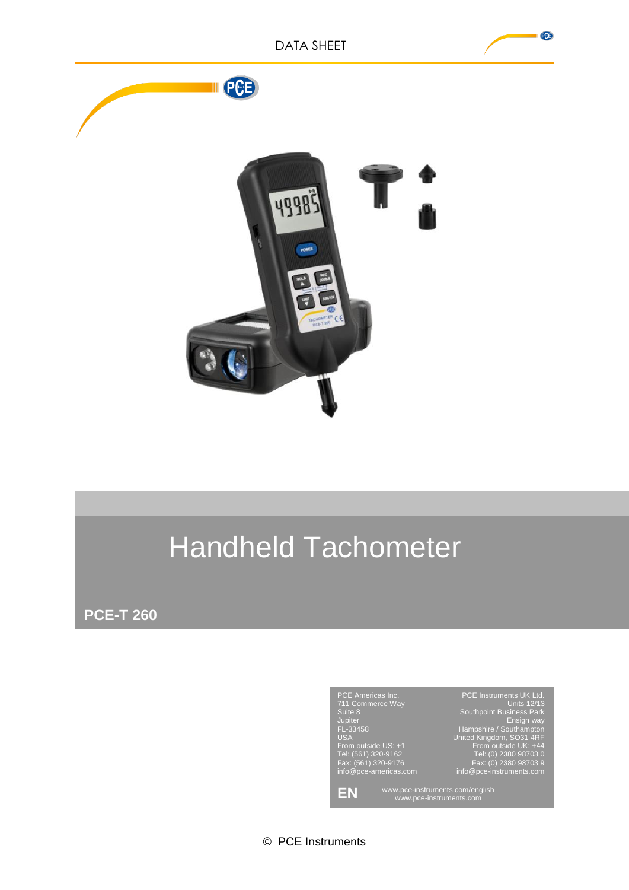DATA SHEET

# Handheld Tachometer

**PCE-T 260**

PCE Americas Inc.
711 Commerce Way
Suite 8
Jupiter
FL-33458
USA
From outside US: +1
Tel: (561) 320-9162
Fax: (561) 320-9176
info@pce-americas.com

PCE Instruments UK Ltd.
Units 12/13
Southpoint Business Park
Ensign way
Hampshire / Southampton
United Kingdom, SO31 4RF
From outside UK: +44
Tel: (0) 2380 98703 0
Fax: (0) 2380 98703 9
info@pce-instruments.com

**EN**

www.pce-instruments.com/english
www.pce-instruments.com

© PCE Instruments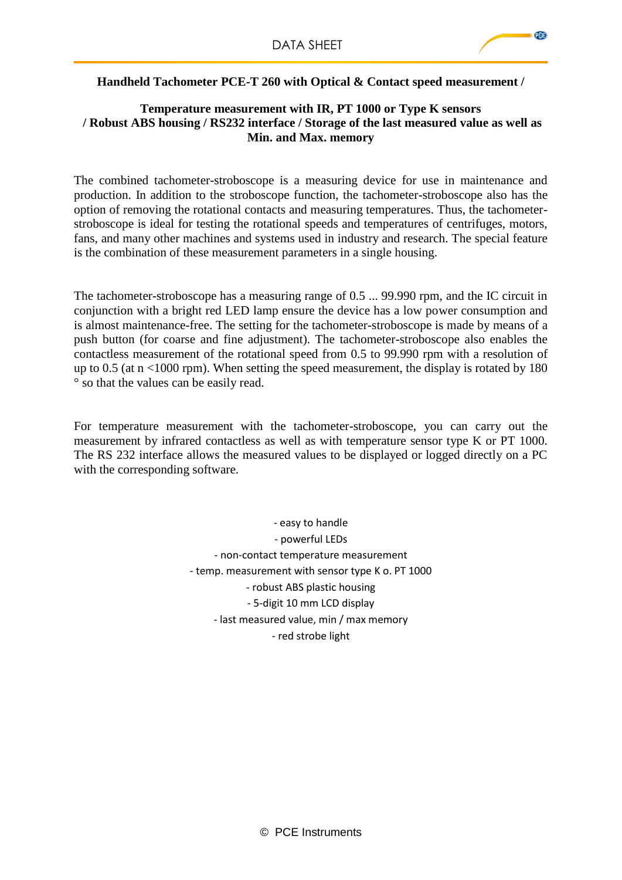**Handheld Tachometer PCE-T 260 with Optical & Contact speed measurement /**

**Temperature measurement with IR, PT 1000 or Type K sensors / Robust ABS housing / RS232 interface / Storage of the last measured value as well as Min. and Max. memory**

The combined tachometer-stroboscope is a measuring device for use in maintenance and production. In addition to the stroboscope function, the tachometer-stroboscope also has the option of removing the rotational contacts and measuring temperatures. Thus, the tachometer-stroboscope is ideal for testing the rotational speeds and temperatures of centrifuges, motors, fans, and many other machines and systems used in industry and research. The special feature is the combination of these measurement parameters in a single housing.

The tachometer-stroboscope has a measuring range of 0.5 ... 99.990 rpm, and the IC circuit in conjunction with a bright red LED lamp ensure the device has a low power consumption and is almost maintenance-free. The setting for the tachometer-stroboscope is made by means of a push button (for coarse and fine adjustment). The tachometer-stroboscope also enables the contactless measurement of the rotational speed from 0.5 to 99.990 rpm with a resolution of up to 0.5 (at n <1000 rpm). When setting the speed measurement, the display is rotated by 180 ° so that the values can be easily read.

For temperature measurement with the tachometer-stroboscope, you can carry out the measurement by infrared contactless as well as with temperature sensor type K or PT 1000. The RS 232 interface allows the measured values to be displayed or logged directly on a PC with the corresponding software.

- easy to handle
- powerful LEDs
- non-contact temperature measurement
- temp. measurement with sensor type K o. PT 1000
- robust ABS plastic housing
- 5-digit 10 mm LCD display
- last measured value, min / max memory
- red strobe light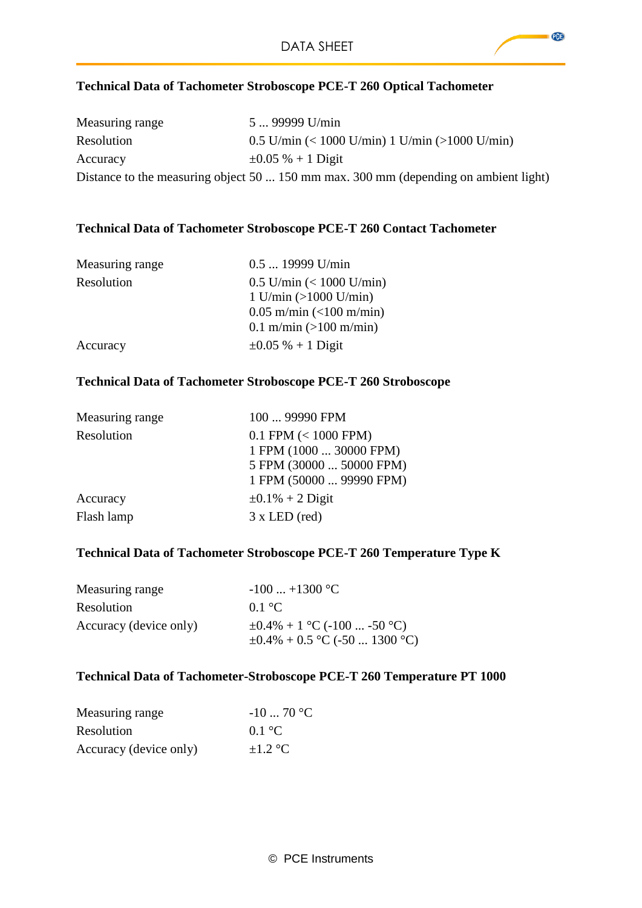## Technical Data of Tachometer Stroboscope PCE-T 260 Optical Tachometer

| | |
|---|---|
| Measuring range | 5 ... 99999 U/min |
| Resolution | 0.5 U/min (< 1000 U/min) 1 U/min (>1000 U/min) |
| Accuracy | ±0.05 % + 1 Digit |
| Distance to the measuring object | 50 ... 150 mm max. 300 mm (depending on ambient light) |

## Technical Data of Tachometer Stroboscope PCE-T 260 Contact Tachometer

| | |
|---|---|
| Measuring range | 0.5 ... 19999 U/min |
| Resolution | 0.5 U/min (< 1000 U/min)<br>1 U/min (>1000 U/min)<br>0.05 m/min (<100 m/min)<br>0.1 m/min (>100 m/min) |
| Accuracy | ±0.05 % + 1 Digit |

## Technical Data of Tachometer Stroboscope PCE-T 260 Stroboscope

| | |
|---|---|
| Measuring range | 100 ... 99990 FPM |
| Resolution | 0.1 FPM (< 1000 FPM)<br>1 FPM (1000 ... 30000 FPM)<br>5 FPM (30000 ... 50000 FPM)<br>1 FPM (50000 ... 99990 FPM) |
| Accuracy | ±0.1% + 2 Digit |
| Flash lamp | 3 x LED (red) |

## Technical Data of Tachometer Stroboscope PCE-T 260 Temperature Type K

| | |
|---|---|
| Measuring range | -100 ... +1300 °C |
| Resolution | 0.1 °C |
| Accuracy (device only) | ±0.4% + 1 °C (-100 ... -50 °C)<br>±0.4% + 0.5 °C (-50 ... 1300 °C) |

## Technical Data of Tachometer-Stroboscope PCE-T 260 Temperature PT 1000

| | |
|---|---|
| Measuring range | -10 ... 70 °C |
| Resolution | 0.1 °C |
| Accuracy (device only) | ±1.2 °C |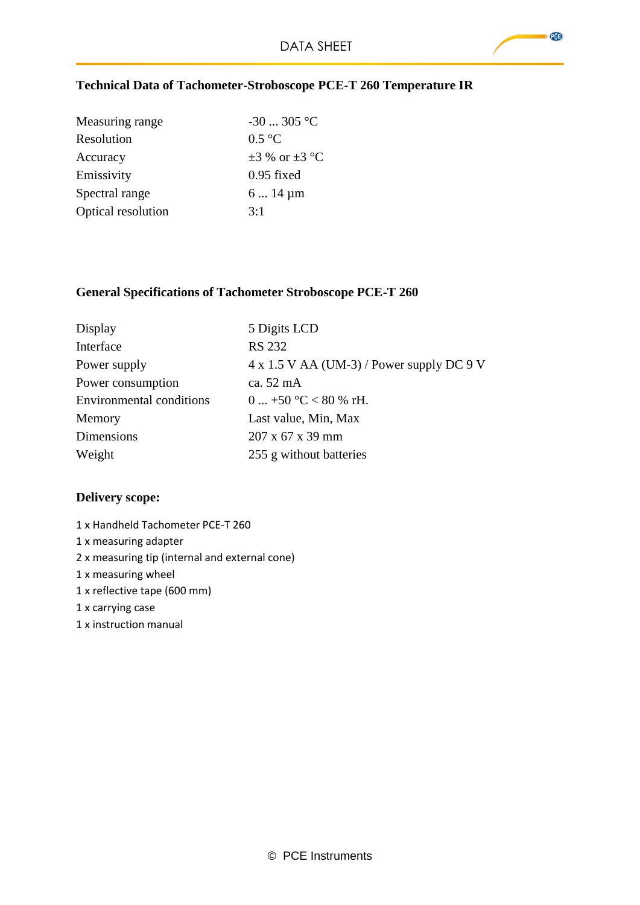## Technical Data of Tachometer-Stroboscope PCE-T 260 Temperature IR

| | |
|---|---|
| Measuring range | -30 ... 305 °C |
| Resolution | 0.5 °C |
| Accuracy | ±3 % or ±3 °C |
| Emissivity | 0.95 fixed |
| Spectral range | 6 ... 14 µm |
| Optical resolution | 3:1 |

## General Specifications of Tachometer Stroboscope PCE-T 260

| | |
|---|---|
| Display | 5 Digits LCD |
| Interface | RS 232 |
| Power supply | 4 x 1.5 V AA (UM-3) / Power supply DC 9 V |
| Power consumption | ca. 52 mA |
| Environmental conditions | 0 ... +50 °C < 80 % rH. |
| Memory | Last value, Min, Max |
| Dimensions | 207 x 67 x 39 mm |
| Weight | 255 g without batteries |

**Delivery scope:**

1 x Handheld Tachometer PCE-T 260
1 x measuring adapter
2 x measuring tip (internal and external cone)
1 x measuring wheel
1 x reflective tape (600 mm)
1 x carrying case
1 x instruction manual